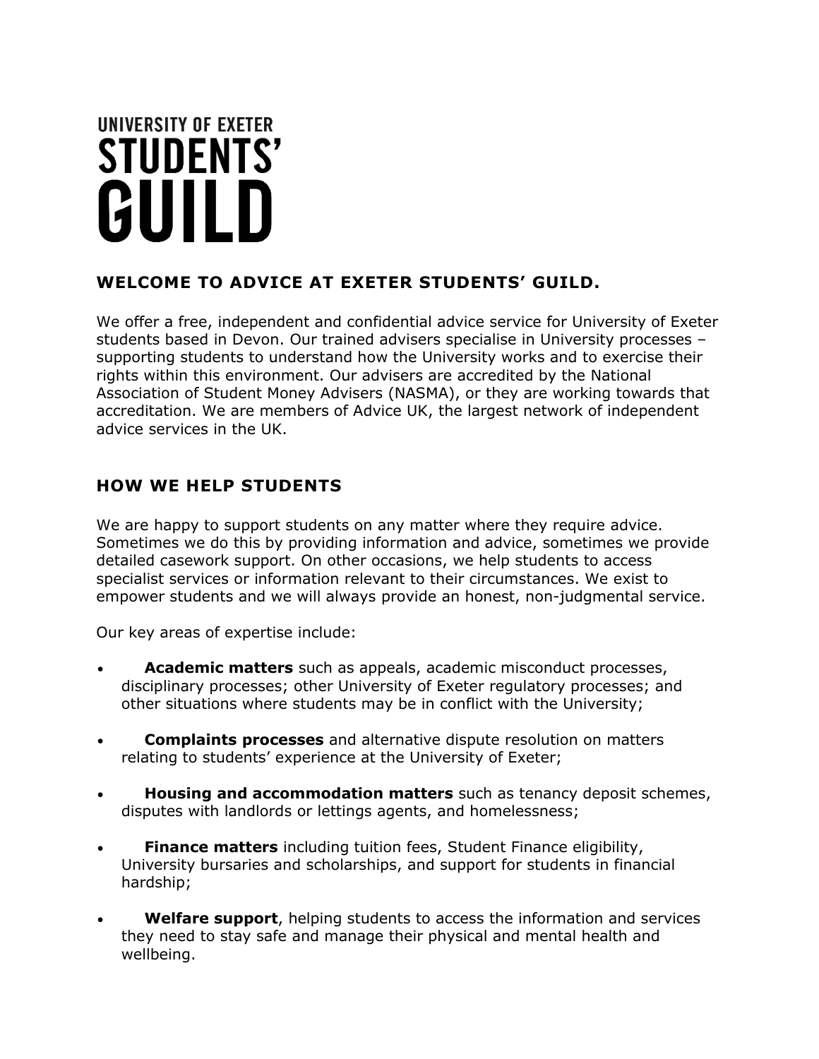# UNIVERSITY OF EXETER STUDENTS' GUILD

## WELCOME TO ADVICE AT EXETER STUDENTS' GUILD.

We offer a free, independent and confidential advice service for University of Exeter students based in Devon. Our trained advisers specialise in University processes – supporting students to understand how the University works and to exercise their rights within this environment. Our advisers are accredited by the National Association of Student Money Advisers (NASMA), or they are working towards that accreditation. We are members of Advice UK, the largest network of independent advice services in the UK.

## HOW WE HELP STUDENTS

We are happy to support students on any matter where they require advice. Sometimes we do this by providing information and advice, sometimes we provide detailed casework support. On other occasions, we help students to access specialist services or information relevant to their circumstances. We exist to empower students and we will always provide an honest, non-judgmental service.

Our key areas of expertise include:

- **Academic matters** such as appeals, academic misconduct processes, disciplinary processes; other University of Exeter regulatory processes; and other situations where students may be in conflict with the University;
- **Complaints processes** and alternative dispute resolution on matters relating to students' experience at the University of Exeter;
- **Housing and accommodation matters** such as tenancy deposit schemes, disputes with landlords or lettings agents, and homelessness;
- **Finance matters** including tuition fees, Student Finance eligibility, University bursaries and scholarships, and support for students in financial hardship;
- **Welfare support**, helping students to access the information and services they need to stay safe and manage their physical and mental health and wellbeing.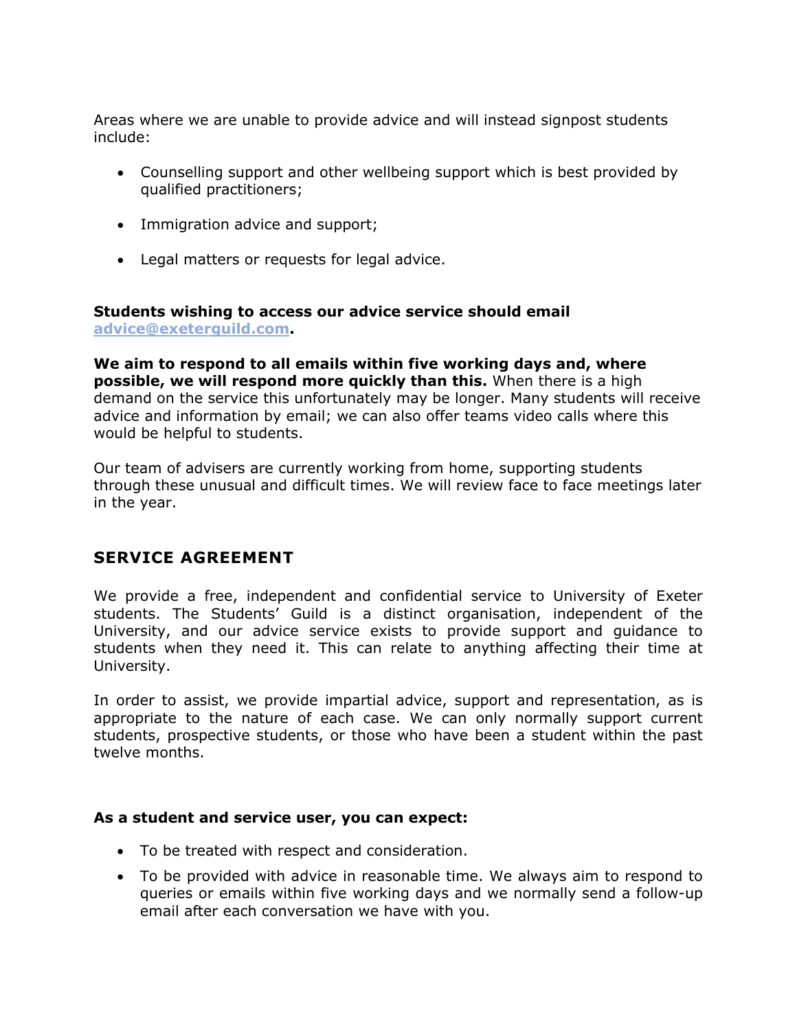Areas where we are unable to provide advice and will instead signpost students include:

- Counselling support and other wellbeing support which is best provided by qualified practitioners;
- Immigration advice and support;
- Legal matters or requests for legal advice.

**Students wishing to access our advice service should email [advice@exeterguild.com](mailto:advice@exeterguild.com).**

**We aim to respond to all emails within five working days and, where possible, we will respond more quickly than this.** When there is a high demand on the service this unfortunately may be longer. Many students will receive advice and information by email; we can also offer teams video calls where this would be helpful to students.

Our team of advisers are currently working from home, supporting students through these unusual and difficult times. We will review face to face meetings later in the year.

## SERVICE AGREEMENT

We provide a free, independent and confidential service to University of Exeter students. The Students' Guild is a distinct organisation, independent of the University, and our advice service exists to provide support and guidance to students when they need it. This can relate to anything affecting their time at University.

In order to assist, we provide impartial advice, support and representation, as is appropriate to the nature of each case. We can only normally support current students, prospective students, or those who have been a student within the past twelve months.

**As a student and service user, you can expect:**

- To be treated with respect and consideration.
- To be provided with advice in reasonable time. We always aim to respond to queries or emails within five working days and we normally send a follow-up email after each conversation we have with you.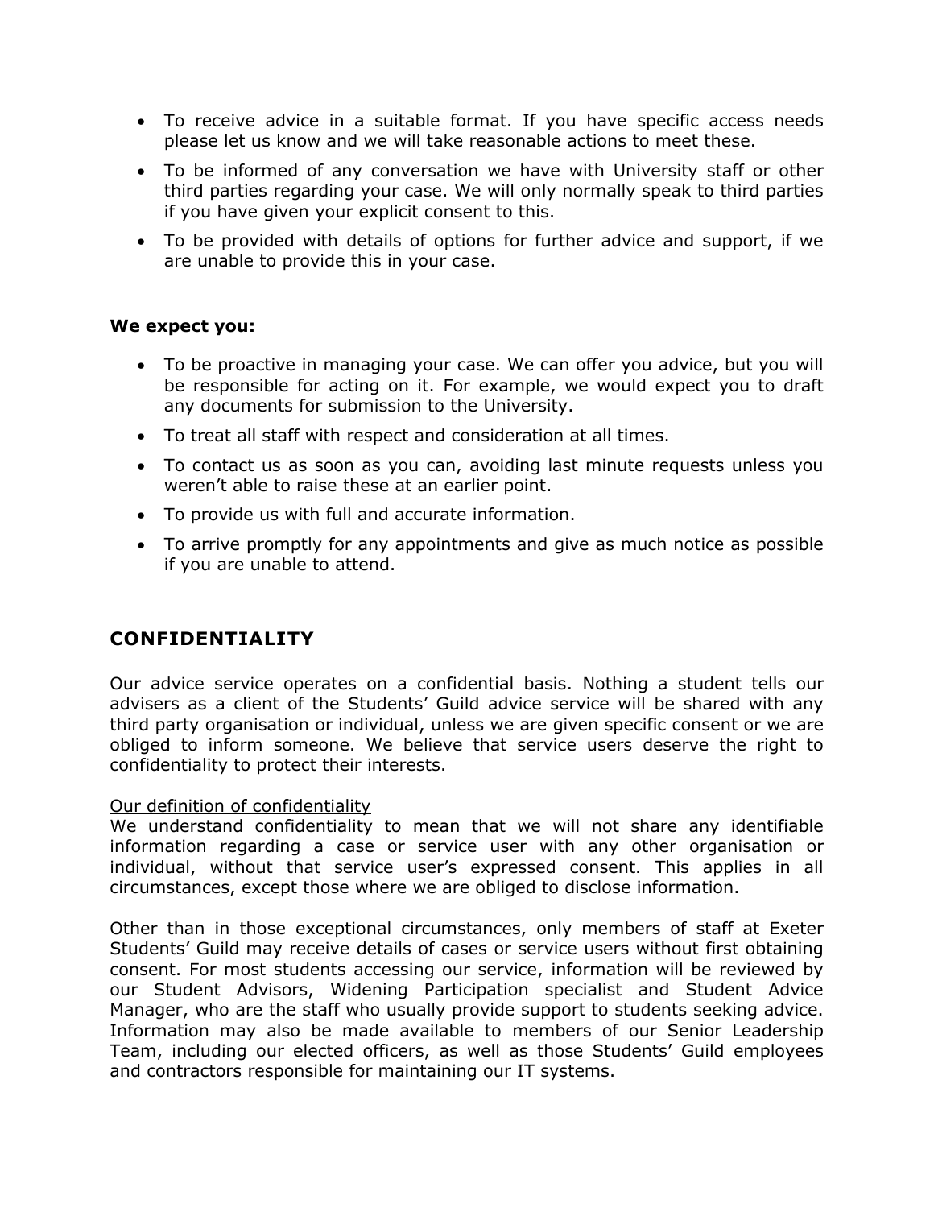- To receive advice in a suitable format. If you have specific access needs please let us know and we will take reasonable actions to meet these.
- To be informed of any conversation we have with University staff or other third parties regarding your case. We will only normally speak to third parties if you have given your explicit consent to this.
- To be provided with details of options for further advice and support, if we are unable to provide this in your case.

**We expect you:**

- To be proactive in managing your case. We can offer you advice, but you will be responsible for acting on it. For example, we would expect you to draft any documents for submission to the University.
- To treat all staff with respect and consideration at all times.
- To contact us as soon as you can, avoiding last minute requests unless you weren't able to raise these at an earlier point.
- To provide us with full and accurate information.
- To arrive promptly for any appointments and give as much notice as possible if you are unable to attend.

## CONFIDENTIALITY

Our advice service operates on a confidential basis. Nothing a student tells our advisers as a client of the Students' Guild advice service will be shared with any third party organisation or individual, unless we are given specific consent or we are obliged to inform someone. We believe that service users deserve the right to confidentiality to protect their interests.

<u>Our definition of confidentiality</u>
We understand confidentiality to mean that we will not share any identifiable information regarding a case or service user with any other organisation or individual, without that service user's expressed consent. This applies in all circumstances, except those where we are obliged to disclose information.

Other than in those exceptional circumstances, only members of staff at Exeter Students' Guild may receive details of cases or service users without first obtaining consent. For most students accessing our service, information will be reviewed by our Student Advisors, Widening Participation specialist and Student Advice Manager, who are the staff who usually provide support to students seeking advice. Information may also be made available to members of our Senior Leadership Team, including our elected officers, as well as those Students' Guild employees and contractors responsible for maintaining our IT systems.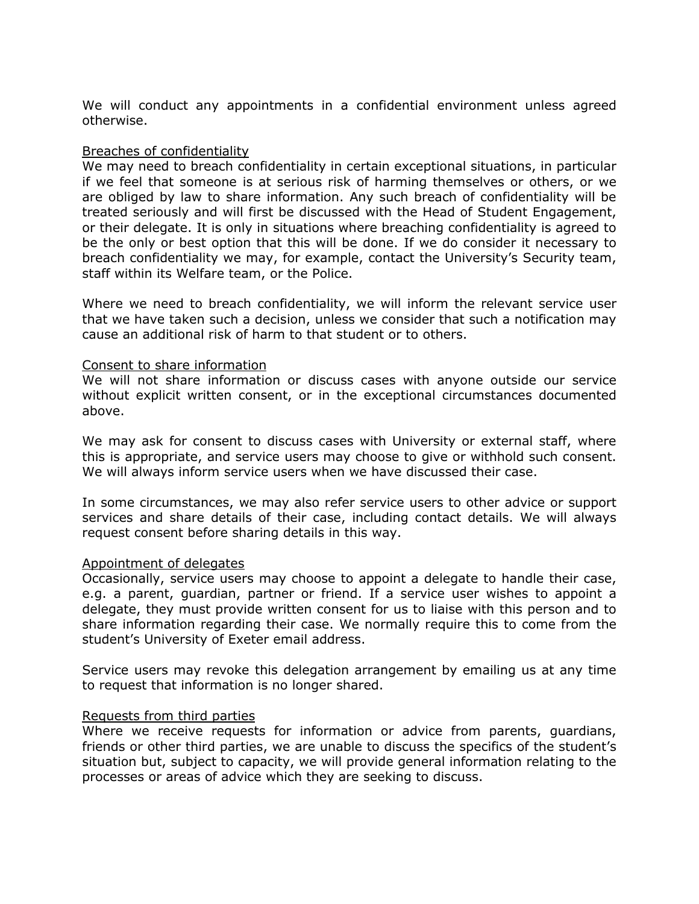We will conduct any appointments in a confidential environment unless agreed otherwise.

### Breaches of confidentiality

We may need to breach confidentiality in certain exceptional situations, in particular if we feel that someone is at serious risk of harming themselves or others, or we are obliged by law to share information. Any such breach of confidentiality will be treated seriously and will first be discussed with the Head of Student Engagement, or their delegate. It is only in situations where breaching confidentiality is agreed to be the only or best option that this will be done. If we do consider it necessary to breach confidentiality we may, for example, contact the University's Security team, staff within its Welfare team, or the Police.

Where we need to breach confidentiality, we will inform the relevant service user that we have taken such a decision, unless we consider that such a notification may cause an additional risk of harm to that student or to others.

### Consent to share information

We will not share information or discuss cases with anyone outside our service without explicit written consent, or in the exceptional circumstances documented above.

We may ask for consent to discuss cases with University or external staff, where this is appropriate, and service users may choose to give or withhold such consent. We will always inform service users when we have discussed their case.

In some circumstances, we may also refer service users to other advice or support services and share details of their case, including contact details. We will always request consent before sharing details in this way.

### Appointment of delegates

Occasionally, service users may choose to appoint a delegate to handle their case, e.g. a parent, guardian, partner or friend. If a service user wishes to appoint a delegate, they must provide written consent for us to liaise with this person and to share information regarding their case. We normally require this to come from the student's University of Exeter email address.

Service users may revoke this delegation arrangement by emailing us at any time to request that information is no longer shared.

### Requests from third parties

Where we receive requests for information or advice from parents, guardians, friends or other third parties, we are unable to discuss the specifics of the student's situation but, subject to capacity, we will provide general information relating to the processes or areas of advice which they are seeking to discuss.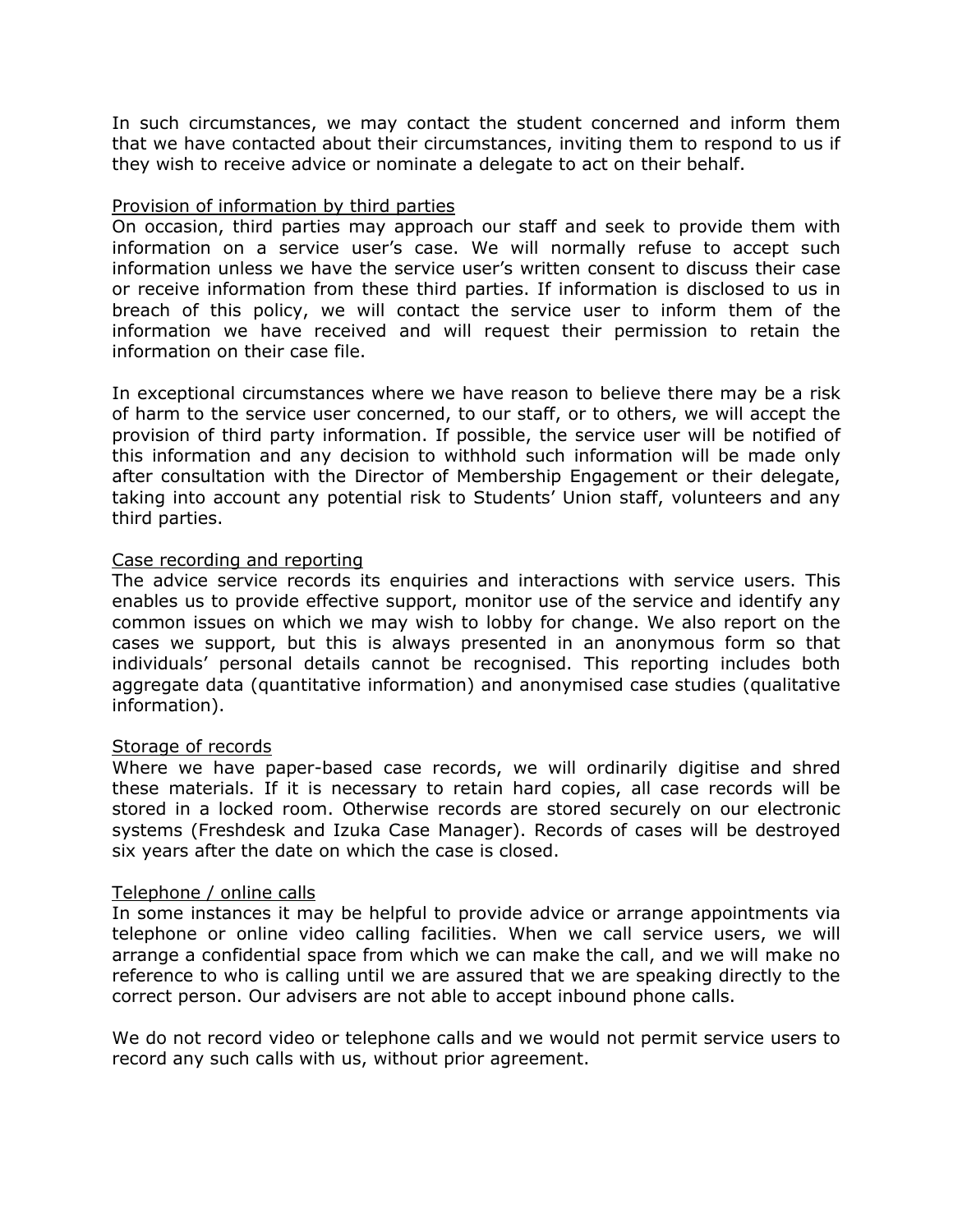In such circumstances, we may contact the student concerned and inform them that we have contacted about their circumstances, inviting them to respond to us if they wish to receive advice or nominate a delegate to act on their behalf.

### Provision of information by third parties

On occasion, third parties may approach our staff and seek to provide them with information on a service user's case. We will normally refuse to accept such information unless we have the service user's written consent to discuss their case or receive information from these third parties. If information is disclosed to us in breach of this policy, we will contact the service user to inform them of the information we have received and will request their permission to retain the information on their case file.

In exceptional circumstances where we have reason to believe there may be a risk of harm to the service user concerned, to our staff, or to others, we will accept the provision of third party information. If possible, the service user will be notified of this information and any decision to withhold such information will be made only after consultation with the Director of Membership Engagement or their delegate, taking into account any potential risk to Students' Union staff, volunteers and any third parties.

### Case recording and reporting

The advice service records its enquiries and interactions with service users. This enables us to provide effective support, monitor use of the service and identify any common issues on which we may wish to lobby for change. We also report on the cases we support, but this is always presented in an anonymous form so that individuals' personal details cannot be recognised. This reporting includes both aggregate data (quantitative information) and anonymised case studies (qualitative information).

### Storage of records

Where we have paper-based case records, we will ordinarily digitise and shred these materials. If it is necessary to retain hard copies, all case records will be stored in a locked room. Otherwise records are stored securely on our electronic systems (Freshdesk and Izuka Case Manager). Records of cases will be destroyed six years after the date on which the case is closed.

### Telephone / online calls

In some instances it may be helpful to provide advice or arrange appointments via telephone or online video calling facilities. When we call service users, we will arrange a confidential space from which we can make the call, and we will make no reference to who is calling until we are assured that we are speaking directly to the correct person. Our advisers are not able to accept inbound phone calls.

We do not record video or telephone calls and we would not permit service users to record any such calls with us, without prior agreement.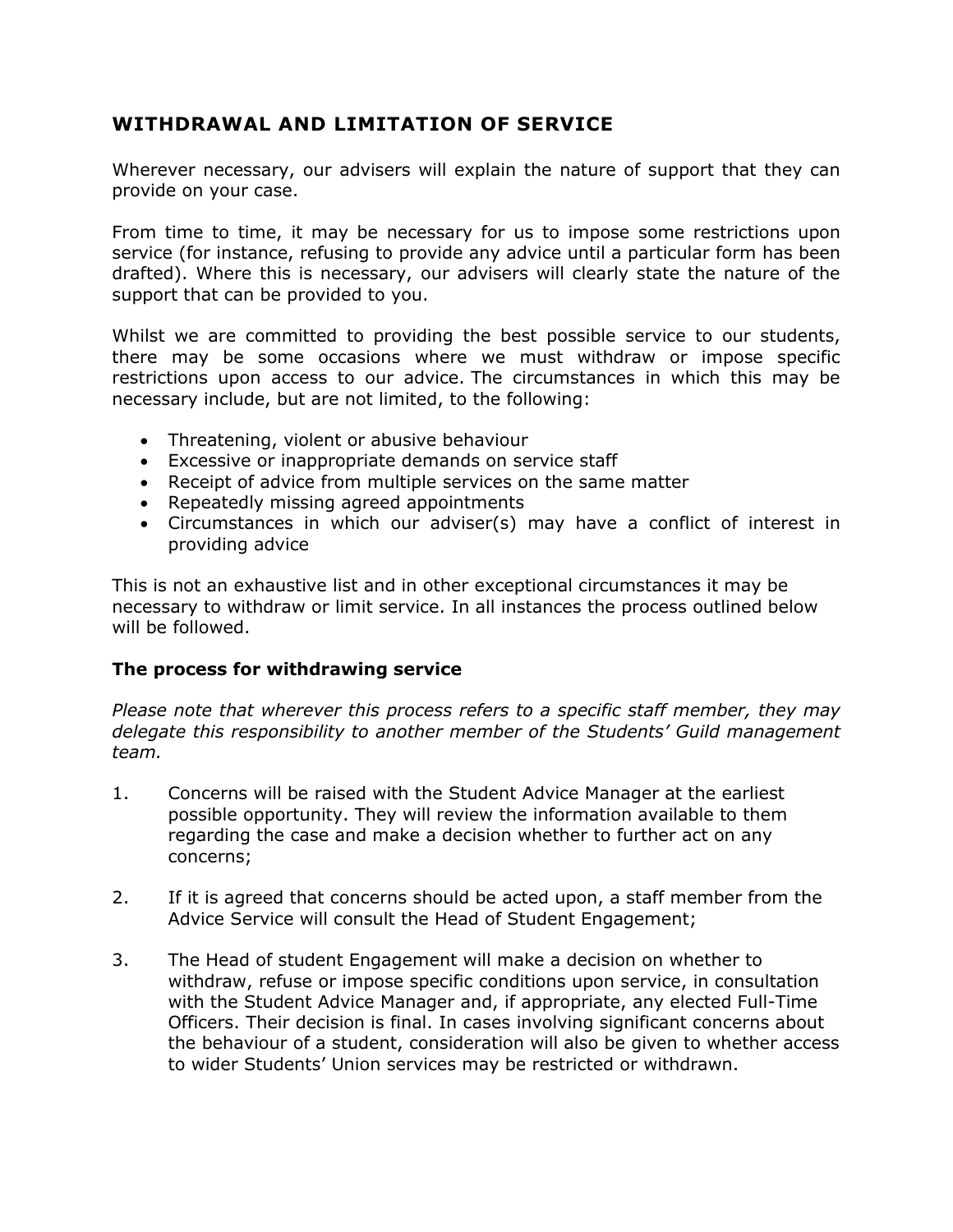## WITHDRAWAL AND LIMITATION OF SERVICE

Wherever necessary, our advisers will explain the nature of support that they can provide on your case.

From time to time, it may be necessary for us to impose some restrictions upon service (for instance, refusing to provide any advice until a particular form has been drafted). Where this is necessary, our advisers will clearly state the nature of the support that can be provided to you.

Whilst we are committed to providing the best possible service to our students, there may be some occasions where we must withdraw or impose specific restrictions upon access to our advice. The circumstances in which this may be necessary include, but are not limited, to the following:

- Threatening, violent or abusive behaviour
- Excessive or inappropriate demands on service staff
- Receipt of advice from multiple services on the same matter
- Repeatedly missing agreed appointments
- Circumstances in which our adviser(s) may have a conflict of interest in providing advice

This is not an exhaustive list and in other exceptional circumstances it may be necessary to withdraw or limit service. In all instances the process outlined below will be followed.

### The process for withdrawing service

*Please note that wherever this process refers to a specific staff member, they may delegate this responsibility to another member of the Students' Guild management team.*

1. Concerns will be raised with the Student Advice Manager at the earliest possible opportunity. They will review the information available to them regarding the case and make a decision whether to further act on any concerns;

2. If it is agreed that concerns should be acted upon, a staff member from the Advice Service will consult the Head of Student Engagement;

3. The Head of student Engagement will make a decision on whether to withdraw, refuse or impose specific conditions upon service, in consultation with the Student Advice Manager and, if appropriate, any elected Full-Time Officers. Their decision is final. In cases involving significant concerns about the behaviour of a student, consideration will also be given to whether access to wider Students' Union services may be restricted or withdrawn.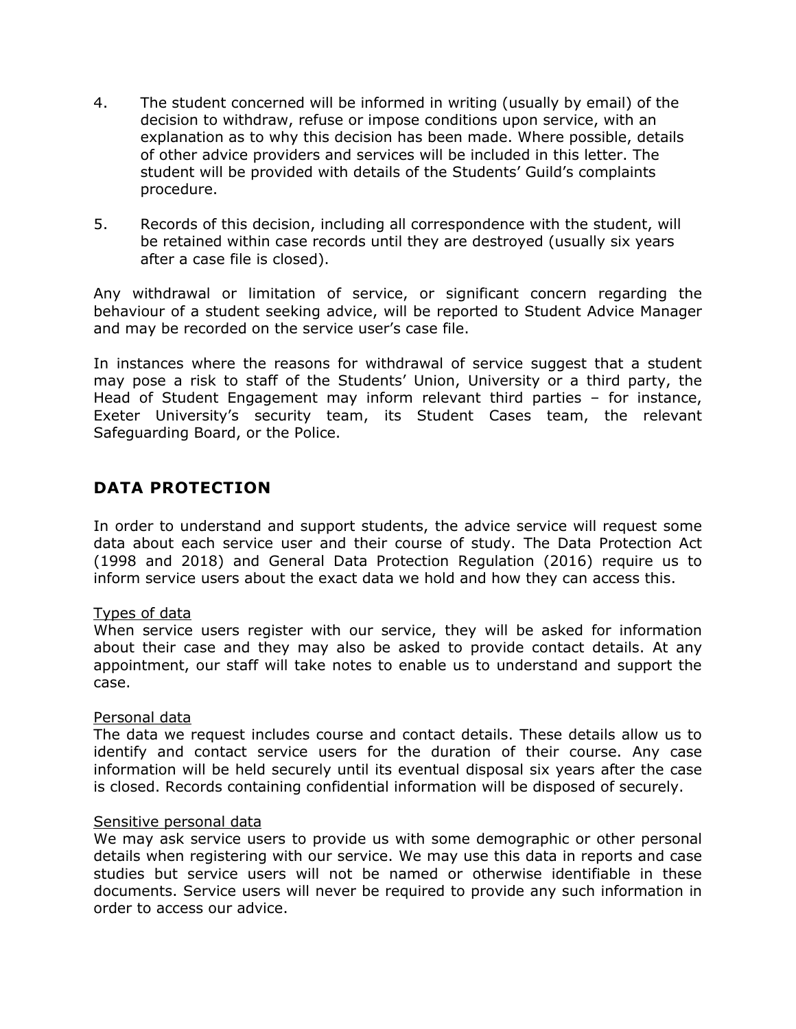4. The student concerned will be informed in writing (usually by email) of the decision to withdraw, refuse or impose conditions upon service, with an explanation as to why this decision has been made. Where possible, details of other advice providers and services will be included in this letter. The student will be provided with details of the Students' Guild's complaints procedure.

5. Records of this decision, including all correspondence with the student, will be retained within case records until they are destroyed (usually six years after a case file is closed).

Any withdrawal or limitation of service, or significant concern regarding the behaviour of a student seeking advice, will be reported to Student Advice Manager and may be recorded on the service user's case file.

In instances where the reasons for withdrawal of service suggest that a student may pose a risk to staff of the Students' Union, University or a third party, the Head of Student Engagement may inform relevant third parties – for instance, Exeter University's security team, its Student Cases team, the relevant Safeguarding Board, or the Police.

## DATA PROTECTION

In order to understand and support students, the advice service will request some data about each service user and their course of study. The Data Protection Act (1998 and 2018) and General Data Protection Regulation (2016) require us to inform service users about the exact data we hold and how they can access this.

<u>Types of data</u>
When service users register with our service, they will be asked for information about their case and they may also be asked to provide contact details. At any appointment, our staff will take notes to enable us to understand and support the case.

<u>Personal data</u>
The data we request includes course and contact details. These details allow us to identify and contact service users for the duration of their course. Any case information will be held securely until its eventual disposal six years after the case is closed. Records containing confidential information will be disposed of securely.

<u>Sensitive personal data</u>
We may ask service users to provide us with some demographic or other personal details when registering with our service. We may use this data in reports and case studies but service users will not be named or otherwise identifiable in these documents. Service users will never be required to provide any such information in order to access our advice.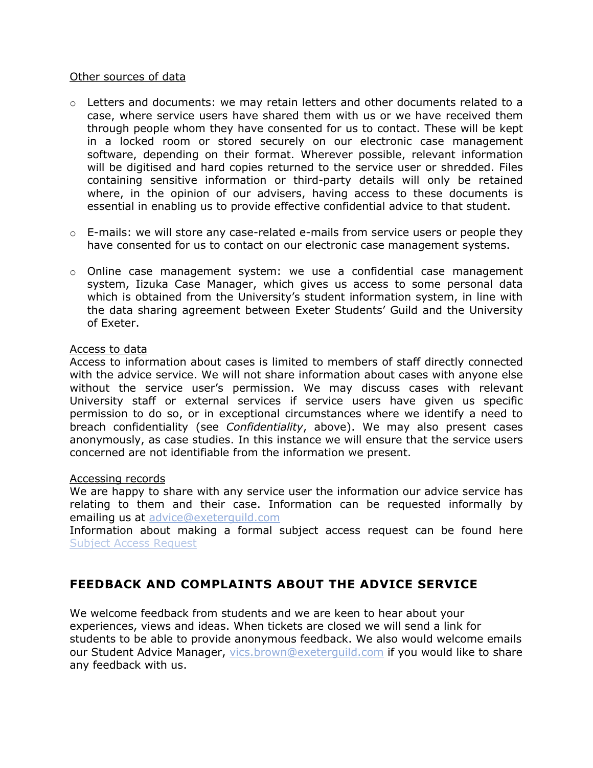Other sources of data

- Letters and documents: we may retain letters and other documents related to a case, where service users have shared them with us or we have received them through people whom they have consented for us to contact. These will be kept in a locked room or stored securely on our electronic case management software, depending on their format. Wherever possible, relevant information will be digitised and hard copies returned to the service user or shredded. Files containing sensitive information or third-party details will only be retained where, in the opinion of our advisers, having access to these documents is essential in enabling us to provide effective confidential advice to that student.

- E-mails: we will store any case-related e-mails from service users or people they have consented for us to contact on our electronic case management systems.

- Online case management system: we use a confidential case management system, Iizuka Case Manager, which gives us access to some personal data which is obtained from the University's student information system, in line with the data sharing agreement between Exeter Students' Guild and the University of Exeter.

Access to data

Access to information about cases is limited to members of staff directly connected with the advice service. We will not share information about cases with anyone else without the service user's permission. We may discuss cases with relevant University staff or external services if service users have given us specific permission to do so, or in exceptional circumstances where we identify a need to breach confidentiality (see *Confidentiality*, above). We may also present cases anonymously, as case studies. In this instance we will ensure that the service users concerned are not identifiable from the information we present.

Accessing records

We are happy to share with any service user the information our advice service has relating to them and their case. Information can be requested informally by emailing us at advice@exeterguild.com

Information about making a formal subject access request can be found here Subject Access Request

## FEEDBACK AND COMPLAINTS ABOUT THE ADVICE SERVICE

We welcome feedback from students and we are keen to hear about your experiences, views and ideas. When tickets are closed we will send a link for students to be able to provide anonymous feedback. We also would welcome emails our Student Advice Manager, vics.brown@exeterguild.com if you would like to share any feedback with us.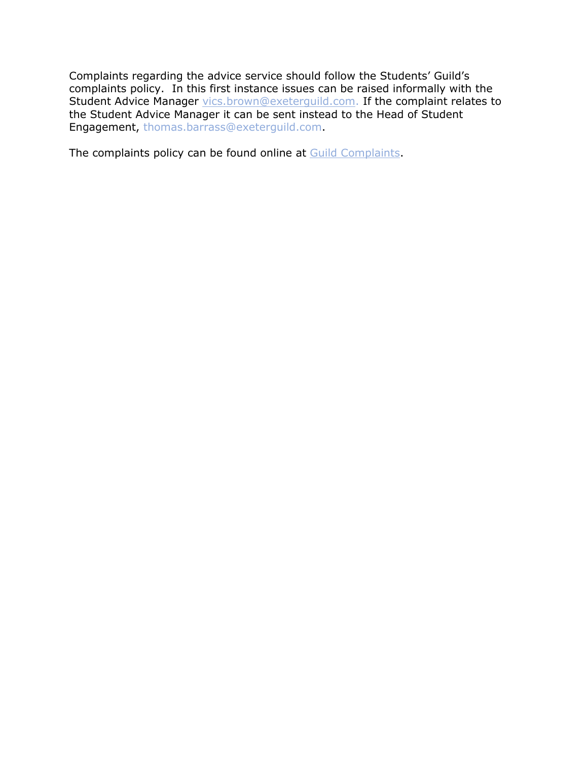Complaints regarding the advice service should follow the Students' Guild's complaints policy.  In this first instance issues can be raised informally with the Student Advice Manager vics.brown@exeterguild.com. If the complaint relates to the Student Advice Manager it can be sent instead to the Head of Student Engagement, thomas.barrass@exeterguild.com.

The complaints policy can be found online at Guild Complaints.